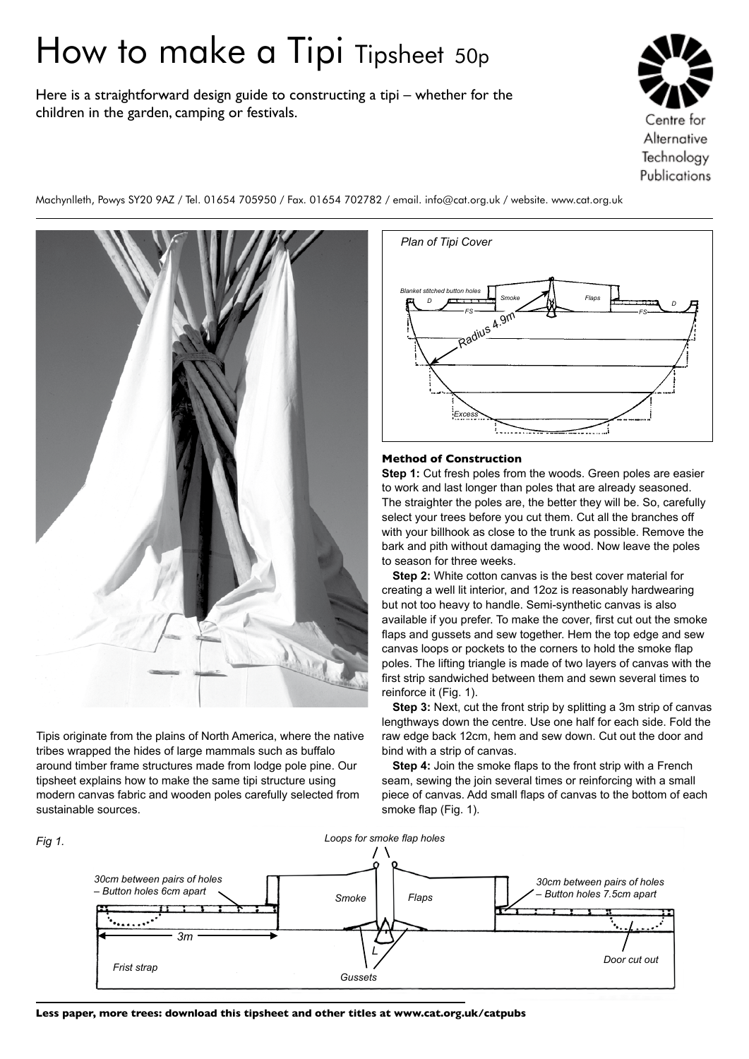# How to make a Tipi Tipsheet 50p

Here is a straightforward design guide to constructing a tipi – whether for the children in the garden, camping or festivals.

Centre for Alternative Technology Publications

Machynlleth, Powys SY20 9AZ / Tel. 01654 705950 / Fax. 01654 702782 / email. info@cat.org.uk / website. www.cat.org.uk

Tipis originate from the plains of North America, where the native tribes wrapped the hides of large mammals such as buffalo around timber frame structures made from lodge pole pine. Our tipsheet explains how to make the same tipi structure using modern canvas fabric and wooden poles carefully selected from sustainable sources.

*Plan of Tipi Cover*

### Method of Construction

**Step 1:** Cut fresh poles from the woods. Green poles are easier to work and last longer than poles that are already seasoned. The straighter the poles are, the better they will be. So, carefully select your trees before you cut them. Cut all the branches off with your billhook as close to the trunk as possible. Remove the bark and pith without damaging the wood. Now leave the poles to season for three weeks.

**Step 2:** White cotton canvas is the best cover material for creating a well lit interior, and 12oz is reasonably hardwearing but not too heavy to handle. Semi-synthetic canvas is also available if you prefer. To make the cover, first cut out the smoke flaps and gussets and sew together. Hem the top edge and sew canvas loops or pockets to the corners to hold the smoke flap poles. The lifting triangle is made of two layers of canvas with the first strip sandwiched between them and sewn several times to reinforce it (Fig. 1).

**Step 3:** Next, cut the front strip by splitting a 3m strip of canvas lengthways down the centre. Use one half for each side. Fold the raw edge back 12cm, hem and sew down. Cut out the door and bind with a strip of canvas.

**Step 4:** Join the smoke flaps to the front strip with a French seam, sewing the join several times or reinforcing with a small piece of canvas. Add small flaps of canvas to the bottom of each smoke flap (Fig. 1).

*Fig 1.*

**Less paper, more trees: download this tipsheet and other titles at www.cat.org.uk/catpubs**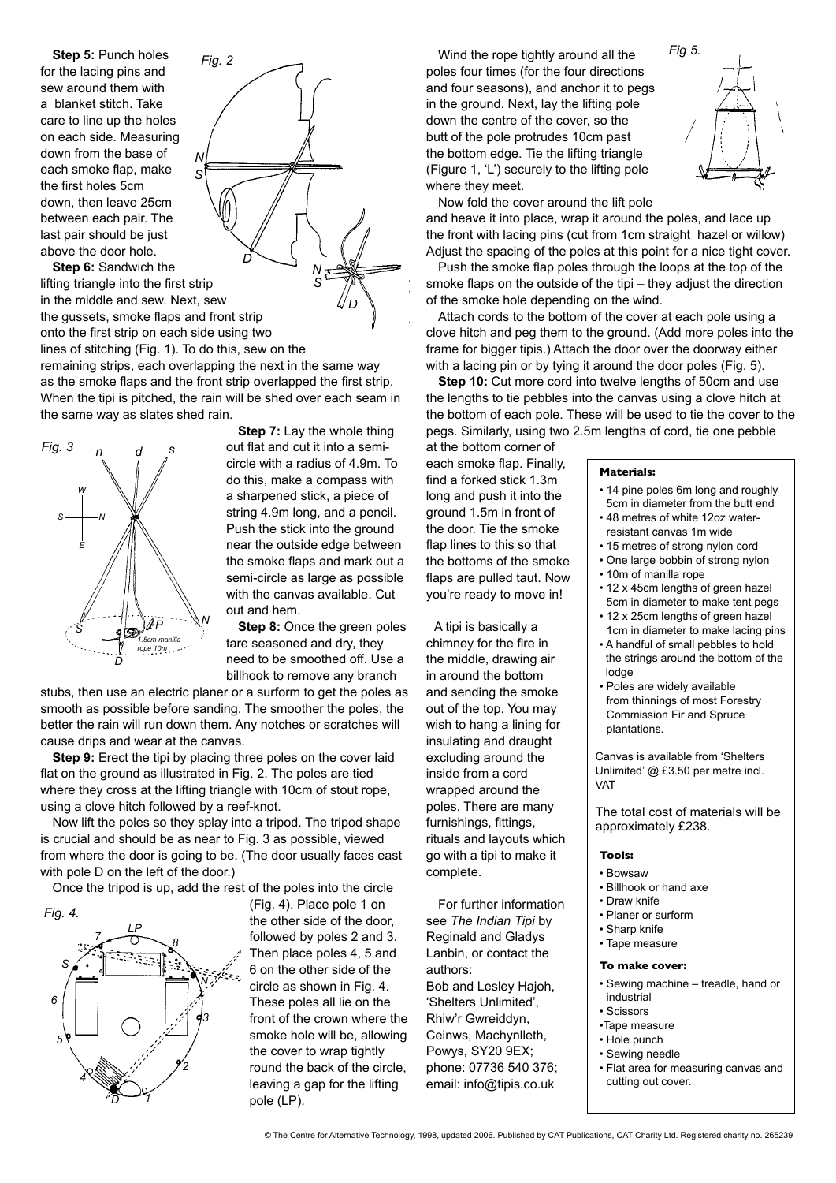**Step 5:** Punch holes for the lacing pins and sew around them with a blanket stitch. Take care to line up the holes on each side. Measuring down from the base of each smoke flap, make the first holes 5cm down, then leave 25cm between each pair. The last pair should be just above the door hole.

**Step 6:** Sandwich the lifting triangle into the first strip in the middle and sew. Next, sew the gussets, smoke flaps and front strip onto the first strip on each side using two lines of stitching (Fig. 1). To do this, sew on the remaining strips, each overlapping the next in the same way as the smoke flaps and the front strip overlapped the first strip. When the tipi is pitched, the rain will be shed over each seam in the same way as slates shed rain.

*Fig. 2*

N
S
D
N
S
D

*Fig. 3*

n d s
W
S N
E
S P N
D
1.5cm manilla rope 10m

**Step 7:** Lay the whole thing out flat and cut it into a semi-circle with a radius of 4.9m. To do this, make a compass with a sharpened stick, a piece of string 4.9m long, and a pencil. Push the stick into the ground near the outside edge between the smoke flaps and mark out a semi-circle as large as possible with the canvas available. Cut out and hem.

**Step 8:** Once the green poles tare seasoned and dry, they need to be smoothed off. Use a billhook to remove any branch stubs, then use an electric planer or a surform to get the poles as smooth as possible before sanding. The smoother the poles, the better the rain will run down them. Any notches or scratches will cause drips and wear at the canvas.

**Step 9:** Erect the tipi by placing three poles on the cover laid flat on the ground as illustrated in Fig. 2. The poles are tied where they cross at the lifting triangle with 10cm of stout rope, using a clove hitch followed by a reef-knot.

Now lift the poles so they splay into a tripod. The tripod shape is crucial and should be as near to Fig. 3 as possible, viewed from where the door is going to be. (The door usually faces east with pole D on the left of the door.)

Once the tripod is up, add the rest of the poles into the circle (Fig. 4). Place pole 1 on the other side of the door, followed by poles 2 and 3. Then place poles 4, 5 and 6 on the other side of the circle as shown in Fig. 4. These poles all lie on the front of the crown where the smoke hole will be, allowing the cover to wrap tightly round the back of the circle, leaving a gap for the lifting pole (LP).

*Fig. 4.*

7 LP 8
S N
6 3
5 2
4 D 1

Wind the rope tightly around all the poles four times (for the four directions and four seasons), and anchor it to pegs in the ground. Next, lay the lifting pole down the centre of the cover, so the butt of the pole protrudes 10cm past the bottom edge. Tie the lifting triangle (Figure 1, 'L') securely to the lifting pole where they meet.

*Fig 5.*

Now fold the cover around the lift pole and heave it into place, wrap it around the poles, and lace up the front with lacing pins (cut from 1cm straight hazel or willow) Adjust the spacing of the poles at this point for a nice tight cover.

Push the smoke flap poles through the loops at the top of the smoke flaps on the outside of the tipi – they adjust the direction of the smoke hole depending on the wind.

Attach cords to the bottom of the cover at each pole using a clove hitch and peg them to the ground. (Add more poles into the frame for bigger tipis.) Attach the door over the doorway either with a lacing pin or by tying it around the door poles (Fig. 5).

**Step 10:** Cut more cord into twelve lengths of 50cm and use the lengths to tie pebbles into the canvas using a clove hitch at the bottom of each pole. These will be used to tie the cover to the pegs. Similarly, using two 2.5m lengths of cord, tie one pebble at the bottom corner of each smoke flap. Finally, find a forked stick 1.3m long and push it into the ground 1.5m in front of the door. Tie the smoke flap lines to this so that the bottoms of the smoke flaps are pulled taut. Now you're ready to move in!

A tipi is basically a chimney for the fire in the middle, drawing air in around the bottom and sending the smoke out of the top. You may wish to hang a lining for insulating and draught excluding around the inside from a cord wrapped around the poles. There are many furnishings, fittings, rituals and layouts which go with a tipi to make it complete.

For further information see *The Indian Tipi* by Reginald and Gladys Lanbin, or contact the authors:
Bob and Lesley Hajoh, 'Shelters Unlimited', Rhiw'r Gwreiddyn, Ceinws, Machynlleth, Powys, SY20 9EX; phone: 07736 540 376; email: info@tipis.co.uk

#### Materials:

- 14 pine poles 6m long and roughly 5cm in diameter from the butt end
- 48 metres of white 12oz water-resistant canvas 1m wide
- 15 metres of strong nylon cord
- One large bobbin of strong nylon
- 10m of manilla rope
- 12 x 45cm lengths of green hazel 5cm in diameter to make tent pegs
- 12 x 25cm lengths of green hazel 1cm in diameter to make lacing pins
- A handful of small pebbles to hold the strings around the bottom of the lodge
- Poles are widely available from thinnings of most Forestry Commission Fir and Spruce plantations.

Canvas is available from 'Shelters Unlimited' @ £3.50 per metre incl. VAT

The total cost of materials will be approximately £238.

#### Tools:

- Bowsaw
- Billhook or hand axe
- Draw knife
- Planer or surform
- Sharp knife
- Tape measure

#### To make cover:

- Sewing machine – treadle, hand or industrial
- Scissors
- Tape measure
- Hole punch
- Sewing needle
- Flat area for measuring canvas and cutting out cover.

© The Centre for Alternative Technology, 1998, updated 2006. Published by CAT Publications, CAT Charity Ltd. Registered charity no. 265239